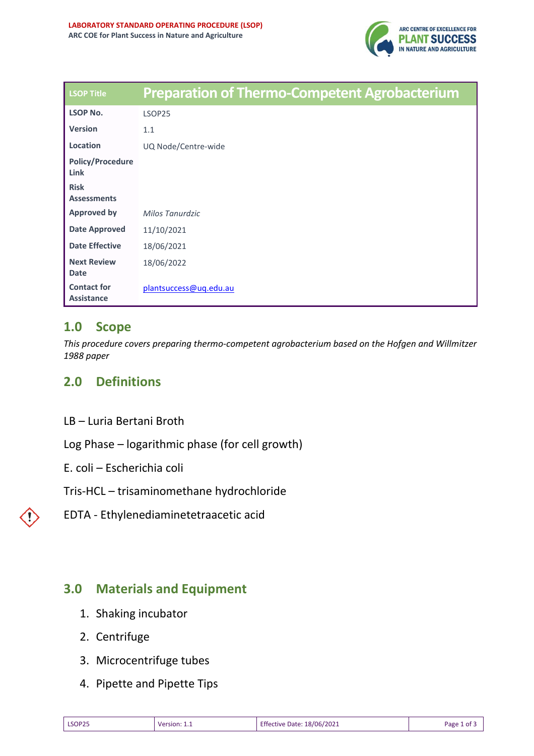LABORATORY STANDARD OPERATING PROCEDURE (LSOP)
ARC COE for Plant Success in Nature and Agriculture

| LSOP Title | Preparation of Thermo-Competent Agrobacterium |
|---|---|
| LSOP No. | LSOP25 |
| Version | 1.1 |
| Location | UQ Node/Centre-wide |
| Policy/Procedure Link | |
| Risk Assessments | |
| Approved by | *Milos Tanurdzic* |
| Date Approved | 11/10/2021 |
| Date Effective | 18/06/2021 |
| Next Review Date | 18/06/2022 |
| Contact for Assistance | plantsuccess@uq.edu.au |

## 1.0 Scope

*This procedure covers preparing thermo-competent agrobacterium based on the Hofgen and Willmitzer 1988 paper*

## 2.0 Definitions

LB – Luria Bertani Broth

Log Phase – logarithmic phase (for cell growth)

E. coli – Escherichia coli

Tris-HCL – trisaminomethane hydrochloride

EDTA - Ethylenediaminetetraacetic acid

## 3.0 Materials and Equipment

1. Shaking incubator
2. Centrifuge
3. Microcentrifuge tubes
4. Pipette and Pipette Tips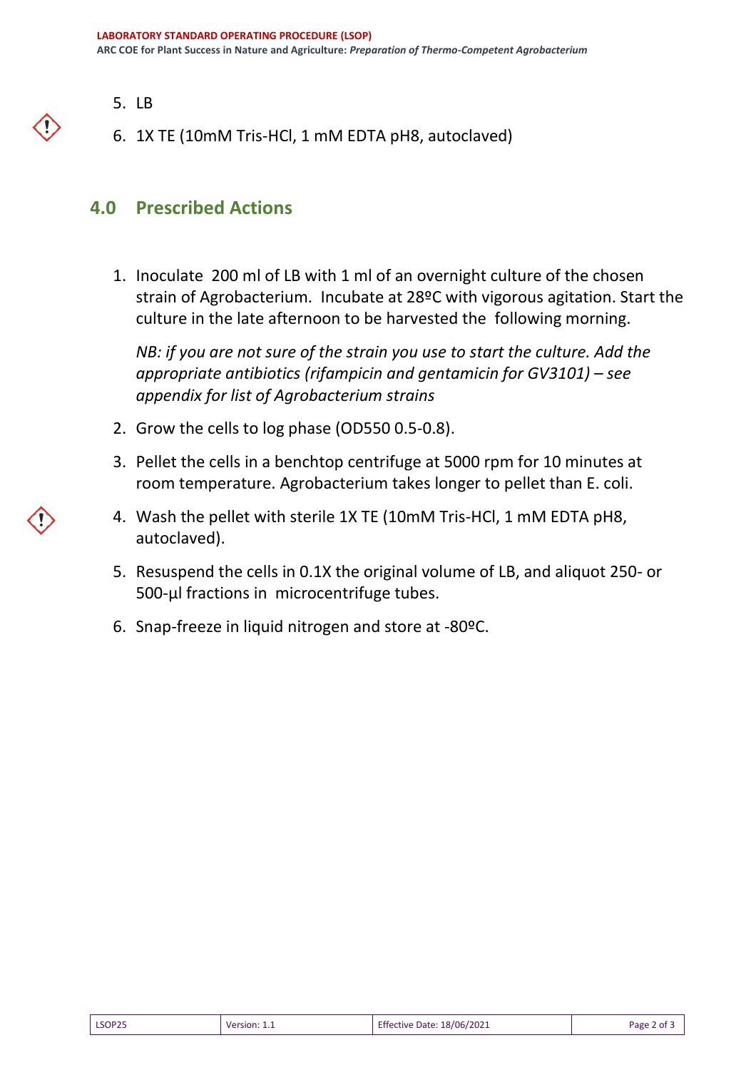5. LB
6. 1X TE (10mM Tris-HCl, 1 mM EDTA pH8, autoclaved)

## 4.0 Prescribed Actions

1. Inoculate 200 ml of LB with 1 ml of an overnight culture of the chosen strain of Agrobacterium. Incubate at 28ºC with vigorous agitation. Start the culture in the late afternoon to be harvested the following morning.

   *NB: if you are not sure of the strain you use to start the culture. Add the appropriate antibiotics (rifampicin and gentamicin for GV3101) – see appendix for list of Agrobacterium strains*

2. Grow the cells to log phase (OD550 0.5-0.8).
3. Pellet the cells in a benchtop centrifuge at 5000 rpm for 10 minutes at room temperature. Agrobacterium takes longer to pellet than E. coli.
4. Wash the pellet with sterile 1X TE (10mM Tris-HCl, 1 mM EDTA pH8, autoclaved).
5. Resuspend the cells in 0.1X the original volume of LB, and aliquot 250- or 500-µl fractions in microcentrifuge tubes.
6. Snap-freeze in liquid nitrogen and store at -80ºC.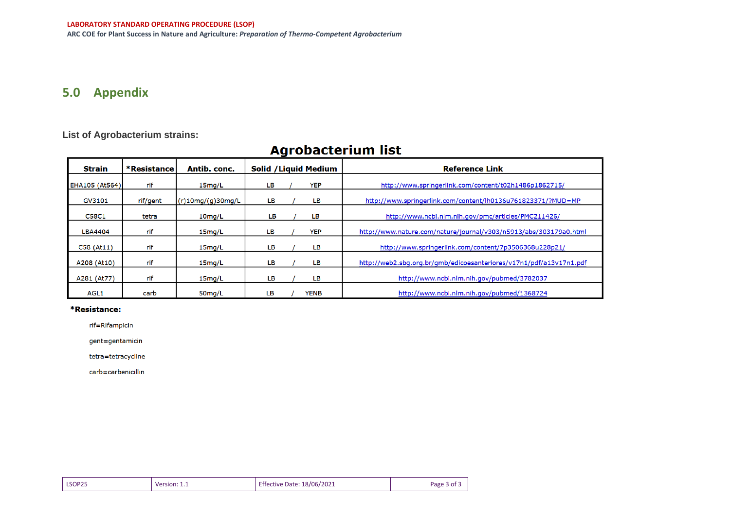## 5.0 Appendix

**List of Agrobacterium strains:**

**Agrobacterium list**

| Strain | *Resistance | Antib. conc. | Solid / Liquid Medium | Reference Link |
|---|---|---|---|---|
| EHA105 (At564) | rif | 15mg/L | LB / YEP | http://www.springerlink.com/content/t02h1486p1862715/ |
| GV3101 | rif/gent | (r)10mg/(g)30mg/L | LB / LB | http://www.springerlink.com/content/lh0136u761823371/?MUD=MP |
| C58C1 | tetra | 10mg/L | LB / LB | http://www.ncbi.nlm.nih.gov/pmc/articles/PMC211426/ |
| LBA4404 | rif | 15mg/L | LB / YEP | http://www.nature.com/nature/journal/v303/n5913/abs/303179a0.html |
| C58 (At11) | rif | 15mg/L | LB / LB | http://www.springerlink.com/content/7p3506368u228p21/ |
| A208 (At10) | rif | 15mg/L | LB / LB | http://web2.sbg.org.br/gmb/edicoesanteriores/v17n1/pdf/a13v17n1.pdf |
| A281 (At77) | rif | 15mg/L | LB / LB | http://www.ncbi.nlm.nih.gov/pubmed/3782037 |
| AGL1 | carb | 50mg/L | LB / YENB | http://www.ncbi.nlm.nih.gov/pubmed/1368724 |

***Resistance:**

rif=Rifampicin

gent=gentamicin

tetra=tetracycline

carb=carbenicillin